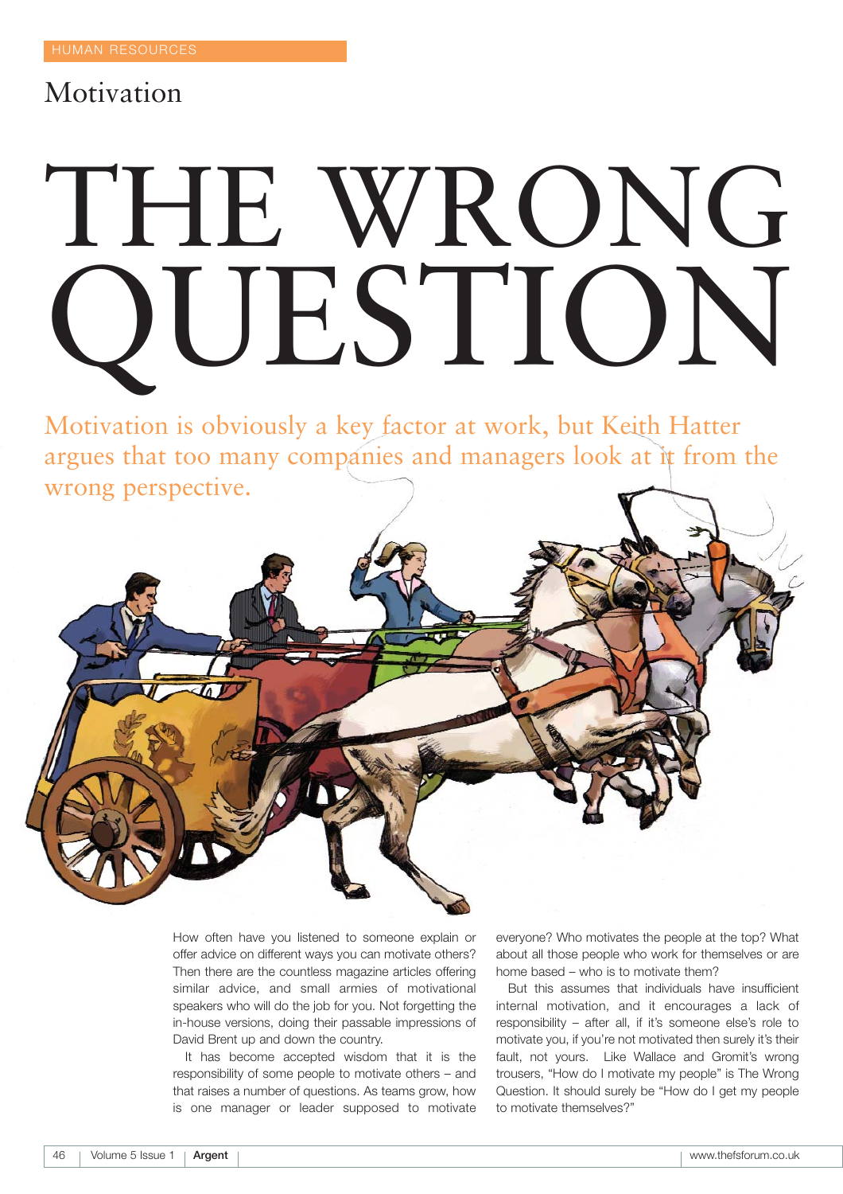HUMAN RESOURCES

## Motivation

# THE WRONG QUESTION

Motivation is obviously a key factor at work, but Keith Hatter argues that too many companies and managers look at it from the wrong perspective.

How often have you listened to someone explain or offer advice on different ways you can motivate others? Then there are the countless magazine articles offering similar advice, and small armies of motivational speakers who will do the job for you. Not forgetting the in-house versions, doing their passable impressions of David Brent up and down the country.

It has become accepted wisdom that it is the responsibility of some people to motivate others – and that raises a number of questions. As teams grow, how is one manager or leader supposed to motivate everyone? Who motivates the people at the top? What about all those people who work for themselves or are home based – who is to motivate them?

But this assumes that individuals have insufficient internal motivation, and it encourages a lack of responsibility – after all, if it's someone else's role to motivate you, if you're not motivated then surely it's their fault, not yours. Like Wallace and Gromit's wrong trousers, "How do I motivate my people" is The Wrong Question. It should surely be "How do I get my people to motivate themselves?"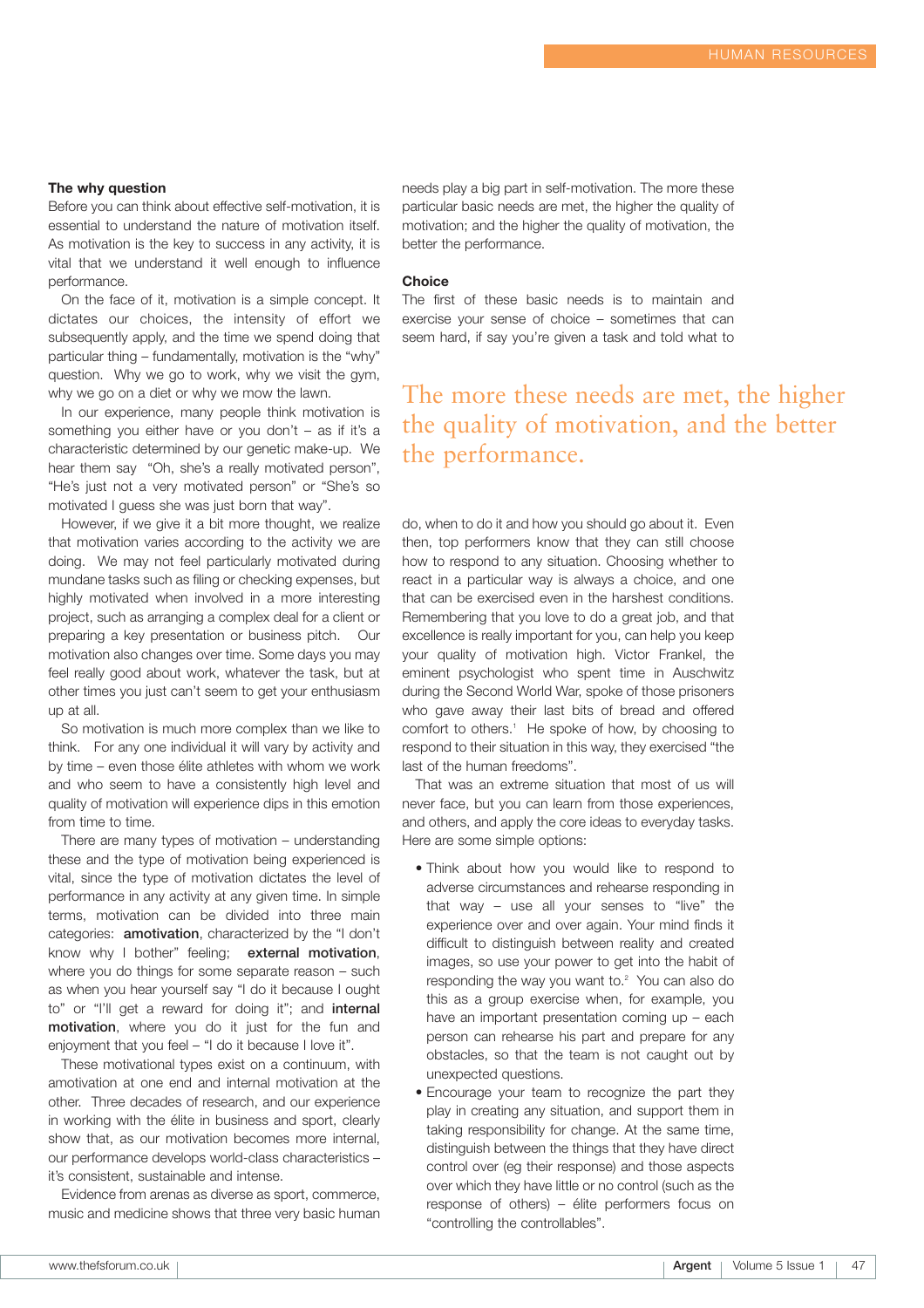### The why question

Before you can think about effective self-motivation, it is essential to understand the nature of motivation itself. As motivation is the key to success in any activity, it is vital that we understand it well enough to influence performance.

On the face of it, motivation is a simple concept. It dictates our choices, the intensity of effort we subsequently apply, and the time we spend doing that particular thing – fundamentally, motivation is the "why" question. Why we go to work, why we visit the gym, why we go on a diet or why we mow the lawn.

In our experience, many people think motivation is something you either have or you don't – as if it's a characteristic determined by our genetic make-up. We hear them say "Oh, she's a really motivated person", "He's just not a very motivated person" or "She's so motivated I guess she was just born that way".

However, if we give it a bit more thought, we realize that motivation varies according to the activity we are doing. We may not feel particularly motivated during mundane tasks such as filing or checking expenses, but highly motivated when involved in a more interesting project, such as arranging a complex deal for a client or preparing a key presentation or business pitch. Our motivation also changes over time. Some days you may feel really good about work, whatever the task, but at other times you just can't seem to get your enthusiasm up at all.

So motivation is much more complex than we like to think. For any one individual it will vary by activity and by time – even those élite athletes with whom we work and who seem to have a consistently high level and quality of motivation will experience dips in this emotion from time to time.

There are many types of motivation – understanding these and the type of motivation being experienced is vital, since the type of motivation dictates the level of performance in any activity at any given time. In simple terms, motivation can be divided into three main categories: **amotivation**, characterized by the "I don't know why I bother" feeling; **external motivation**, where you do things for some separate reason – such as when you hear yourself say "I do it because I ought to" or "I'll get a reward for doing it"; and **internal motivation**, where you do it just for the fun and enjoyment that you feel – "I do it because I love it".

These motivational types exist on a continuum, with amotivation at one end and internal motivation at the other. Three decades of research, and our experience in working with the élite in business and sport, clearly show that, as our motivation becomes more internal, our performance develops world-class characteristics – it's consistent, sustainable and intense.

Evidence from arenas as diverse as sport, commerce, music and medicine shows that three very basic human needs play a big part in self-motivation. The more these particular basic needs are met, the higher the quality of motivation; and the higher the quality of motivation, the better the performance.

### Choice

The first of these basic needs is to maintain and exercise your sense of choice – sometimes that can seem hard, if say you're given a task and told what to do, when to do it and how you should go about it. Even then, top performers know that they can still choose how to respond to any situation. Choosing whether to react in a particular way is always a choice, and one that can be exercised even in the harshest conditions. Remembering that you love to do a great job, and that excellence is really important for you, can help you keep your quality of motivation high. Victor Frankel, the eminent psychologist who spent time in Auschwitz during the Second World War, spoke of those prisoners who gave away their last bits of bread and offered comfort to others.[1] He spoke of how, by choosing to respond to their situation in this way, they exercised "the last of the human freedoms".

> The more these needs are met, the higher the quality of motivation, and the better the performance.

That was an extreme situation that most of us will never face, but you can learn from those experiences, and others, and apply the core ideas to everyday tasks. Here are some simple options:

- Think about how you would like to respond to adverse circumstances and rehearse responding in that way – use all your senses to "live" the experience over and over again. Your mind finds it difficult to distinguish between reality and created images, so use your power to get into the habit of responding the way you want to.[2] You can also do this as a group exercise when, for example, you have an important presentation coming up – each person can rehearse his part and prepare for any obstacles, so that the team is not caught out by unexpected questions.
- Encourage your team to recognize the part they play in creating any situation, and support them in taking responsibility for change. At the same time, distinguish between the things that they have direct control over (eg their response) and those aspects over which they have little or no control (such as the response of others) – élite performers focus on "controlling the controllables".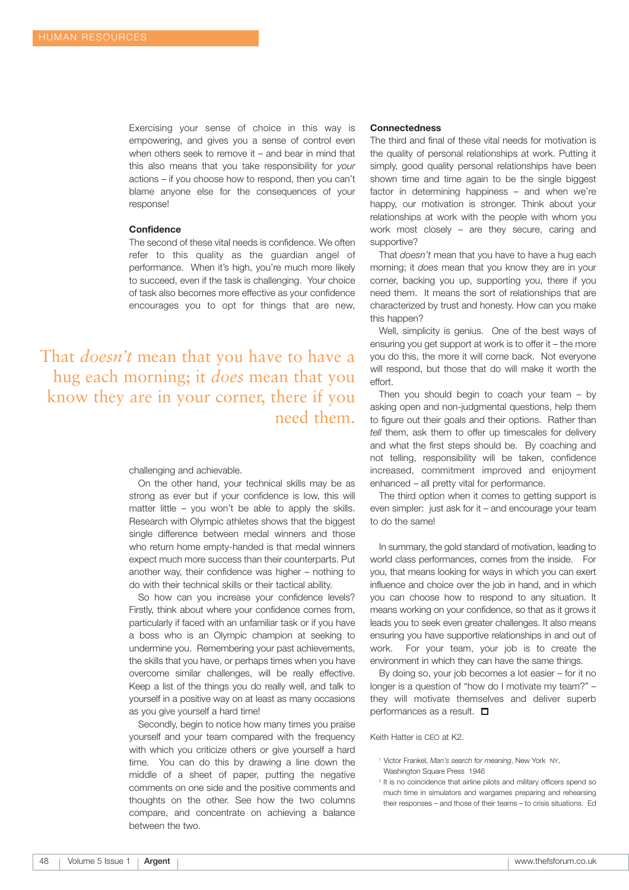Exercising your sense of choice in this way is empowering, and gives you a sense of control even when others seek to remove it – and bear in mind that this also means that you take responsibility for *your* actions – if you choose how to respond, then you can't blame anyone else for the consequences of your response!

### Confidence

The second of these vital needs is confidence. We often refer to this quality as the guardian angel of performance. When it's high, you're much more likely to succeed, even if the task is challenging. Your choice of task also becomes more effective as your confidence encourages you to opt for things that are new, challenging and achievable.

> That *doesn't* mean that you have to have a hug each morning; it *does* mean that you know they are in your corner, there if you need them.

On the other hand, your technical skills may be as strong as ever but if your confidence is low, this will matter little – you won't be able to apply the skills. Research with Olympic athletes shows that the biggest single difference between medal winners and those who return home empty-handed is that medal winners expect much more success than their counterparts. Put another way, their confidence was higher – nothing to do with their technical skills or their tactical ability.

So how can you increase your confidence levels? Firstly, think about where your confidence comes from, particularly if faced with an unfamiliar task or if you have a boss who is an Olympic champion at seeking to undermine you. Remembering your past achievements, the skills that you have, or perhaps times when you have overcome similar challenges, will be really effective. Keep a list of the things you do really well, and talk to yourself in a positive way on at least as many occasions as you give yourself a hard time!

Secondly, begin to notice how many times you praise yourself and your team compared with the frequency with which you criticize others or give yourself a hard time. You can do this by drawing a line down the middle of a sheet of paper, putting the negative comments on one side and the positive comments and thoughts on the other. See how the two columns compare, and concentrate on achieving a balance between the two.

### Connectedness

The third and final of these vital needs for motivation is the quality of personal relationships at work. Putting it simply, good quality personal relationships have been shown time and time again to be the single biggest factor in determining happiness – and when we're happy, our motivation is stronger. Think about your relationships at work with the people with whom you work most closely – are they secure, caring and supportive?

That *doesn't* mean that you have to have a hug each morning; it *does* mean that you know they are in your corner, backing you up, supporting you, there if you need them. It means the sort of relationships that are characterized by trust and honesty. How can you make this happen?

Well, simplicity is genius. One of the best ways of ensuring you get support at work is to offer it – the more you do this, the more it will come back. Not everyone will respond, but those that do will make it worth the effort.

Then you should begin to coach your team – by asking open and non-judgmental questions, help them to figure out their goals and their options. Rather than *tell* them, ask them to offer up timescales for delivery and what the first steps should be. By coaching and not telling, responsibility will be taken, confidence increased, commitment improved and enjoyment enhanced – all pretty vital for performance.

The third option when it comes to getting support is even simpler: just ask for it – and encourage your team to do the same!

In summary, the gold standard of motivation, leading to world class performances, comes from the inside. For you, that means looking for ways in which you can exert influence and choice over the job in hand, and in which you can choose how to respond to any situation. It means working on your confidence, so that as it grows it leads you to seek even greater challenges. It also means ensuring you have supportive relationships in and out of work. For your team, your job is to create the environment in which they can have the same things.

By doing so, your job becomes a lot easier – for it no longer is a question of "how do I motivate my team?" – they will motivate themselves and deliver superb performances as a result. ◻

Keith Hatter is CEO at K2.

[1] Victor Frankel, *Man's search for meaning*, New York NY, Washington Square Press 1946

[2] It is no coincidence that airline pilots and military officers spend so much time in simulators and wargames preparing and rehearsing their responses – and those of their teams – to crisis situations. Ed